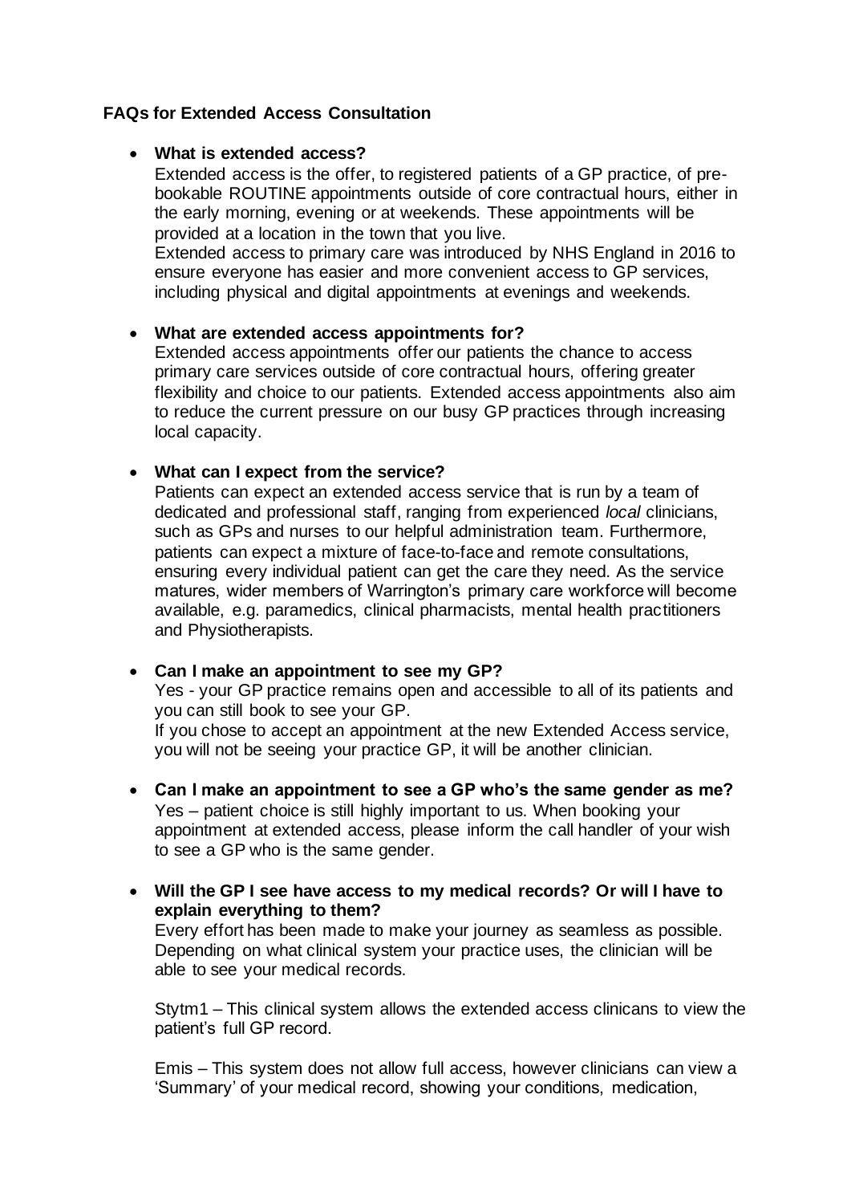**FAQs for Extended Access Consultation**

- **What is extended access?**

  Extended access is the offer, to registered patients of a GP practice, of pre-bookable ROUTINE appointments outside of core contractual hours, either in the early morning, evening or at weekends. These appointments will be provided at a location in the town that you live.

  Extended access to primary care was introduced by NHS England in 2016 to ensure everyone has easier and more convenient access to GP services, including physical and digital appointments at evenings and weekends.

- **What are extended access appointments for?**

  Extended access appointments offer our patients the chance to access primary care services outside of core contractual hours, offering greater flexibility and choice to our patients. Extended access appointments also aim to reduce the current pressure on our busy GP practices through increasing local capacity.

- **What can I expect from the service?**

  Patients can expect an extended access service that is run by a team of dedicated and professional staff, ranging from experienced *local* clinicians, such as GPs and nurses to our helpful administration team. Furthermore, patients can expect a mixture of face-to-face and remote consultations, ensuring every individual patient can get the care they need. As the service matures, wider members of Warrington's primary care workforce will become available, e.g. paramedics, clinical pharmacists, mental health practitioners and Physiotherapists.

- **Can I make an appointment to see my GP?**

  Yes - your GP practice remains open and accessible to all of its patients and you can still book to see your GP.

  If you chose to accept an appointment at the new Extended Access service, you will not be seeing your practice GP, it will be another clinician.

- **Can I make an appointment to see a GP who's the same gender as me?**

  Yes – patient choice is still highly important to us. When booking your appointment at extended access, please inform the call handler of your wish to see a GP who is the same gender.

- **Will the GP I see have access to my medical records? Or will I have to explain everything to them?**

  Every effort has been made to make your journey as seamless as possible. Depending on what clinical system your practice uses, the clinician will be able to see your medical records.

  Stytm1 – This clinical system allows the extended access clinicans to view the patient's full GP record.

  Emis – This system does not allow full access, however clinicians can view a 'Summary' of your medical record, showing your conditions, medication,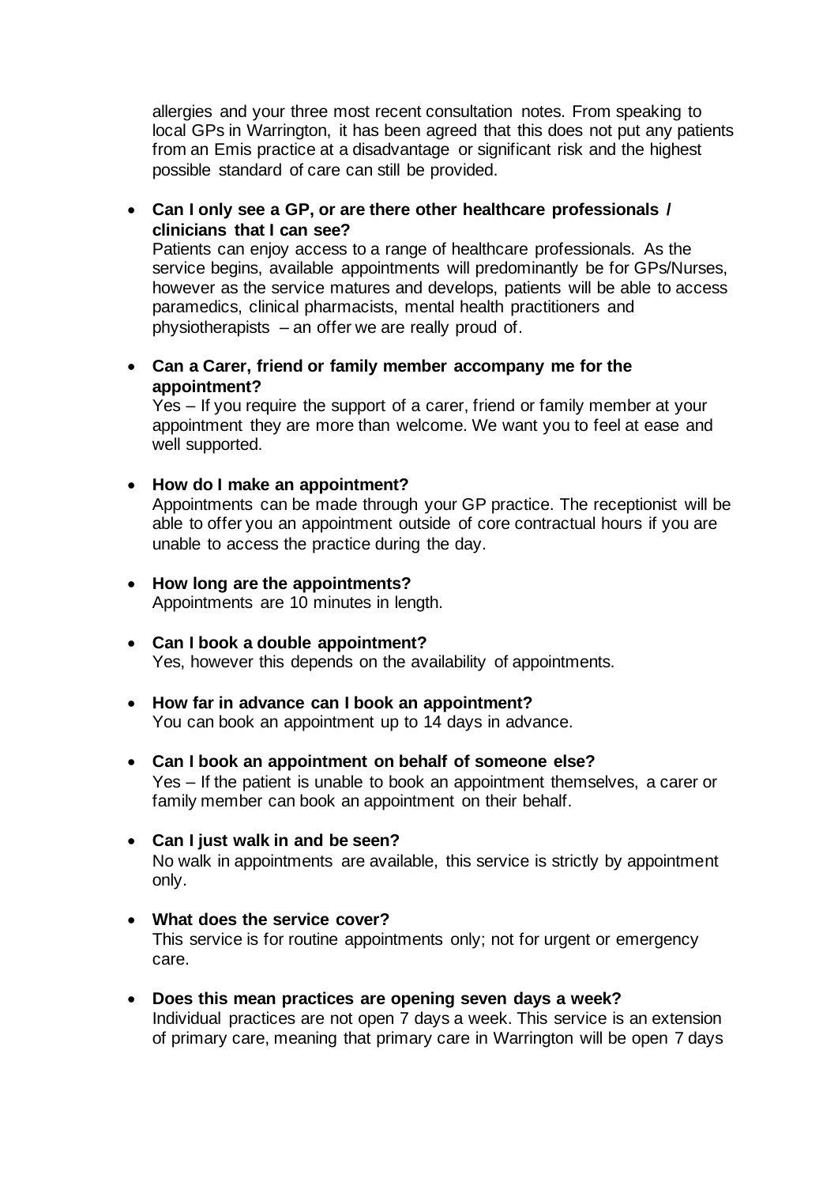allergies and your three most recent consultation notes. From speaking to local GPs in Warrington, it has been agreed that this does not put any patients from an Emis practice at a disadvantage or significant risk and the highest possible standard of care can still be provided.

- **Can I only see a GP, or are there other healthcare professionals / clinicians that I can see?**
  Patients can enjoy access to a range of healthcare professionals. As the service begins, available appointments will predominantly be for GPs/Nurses, however as the service matures and develops, patients will be able to access paramedics, clinical pharmacists, mental health practitioners and physiotherapists – an offer we are really proud of.

- **Can a Carer, friend or family member accompany me for the appointment?**
  Yes – If you require the support of a carer, friend or family member at your appointment they are more than welcome. We want you to feel at ease and well supported.

- **How do I make an appointment?**
  Appointments can be made through your GP practice. The receptionist will be able to offer you an appointment outside of core contractual hours if you are unable to access the practice during the day.

- **How long are the appointments?**
  Appointments are 10 minutes in length.

- **Can I book a double appointment?**
  Yes, however this depends on the availability of appointments.

- **How far in advance can I book an appointment?**
  You can book an appointment up to 14 days in advance.

- **Can I book an appointment on behalf of someone else?**
  Yes – If the patient is unable to book an appointment themselves, a carer or family member can book an appointment on their behalf.

- **Can I just walk in and be seen?**
  No walk in appointments are available, this service is strictly by appointment only.

- **What does the service cover?**
  This service is for routine appointments only; not for urgent or emergency care.

- **Does this mean practices are opening seven days a week?**
  Individual practices are not open 7 days a week. This service is an extension of primary care, meaning that primary care in Warrington will be open 7 days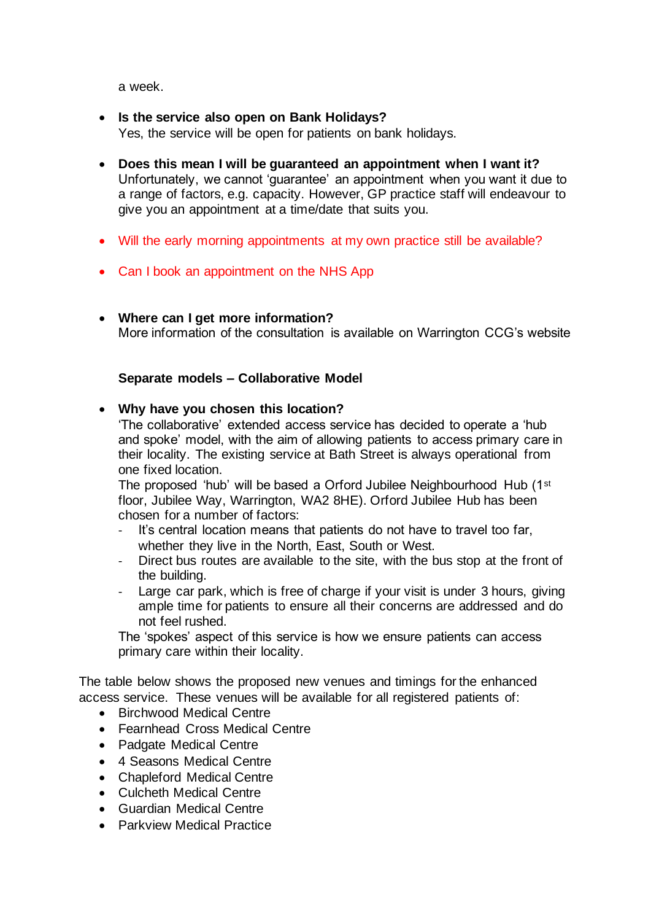a week.

- **Is the service also open on Bank Holidays?**
  Yes, the service will be open for patients on bank holidays.

- **Does this mean I will be guaranteed an appointment when I want it?**
  Unfortunately, we cannot 'guarantee' an appointment when you want it due to a range of factors, e.g. capacity. However, GP practice staff will endeavour to give you an appointment at a time/date that suits you.

- Will the early morning appointments at my own practice still be available?

- Can I book an appointment on the NHS App

- **Where can I get more information?**
  More information of the consultation is available on Warrington CCG's website

**Separate models – Collaborative Model**

- **Why have you chosen this location?**
  'The collaborative' extended access service has decided to operate a 'hub and spoke' model, with the aim of allowing patients to access primary care in their locality. The existing service at Bath Street is always operational from one fixed location.
  The proposed 'hub' will be based a Orford Jubilee Neighbourhood Hub (1st floor, Jubilee Way, Warrington, WA2 8HE). Orford Jubilee Hub has been chosen for a number of factors:
  - It's central location means that patients do not have to travel too far, whether they live in the North, East, South or West.
  - Direct bus routes are available to the site, with the bus stop at the front of the building.
  - Large car park, which is free of charge if your visit is under 3 hours, giving ample time for patients to ensure all their concerns are addressed and do not feel rushed.

  The 'spokes' aspect of this service is how we ensure patients can access primary care within their locality.

The table below shows the proposed new venues and timings for the enhanced access service. These venues will be available for all registered patients of:

- Birchwood Medical Centre
- Fearnhead Cross Medical Centre
- Padgate Medical Centre
- 4 Seasons Medical Centre
- Chapleford Medical Centre
- Culcheth Medical Centre
- Guardian Medical Centre
- Parkview Medical Practice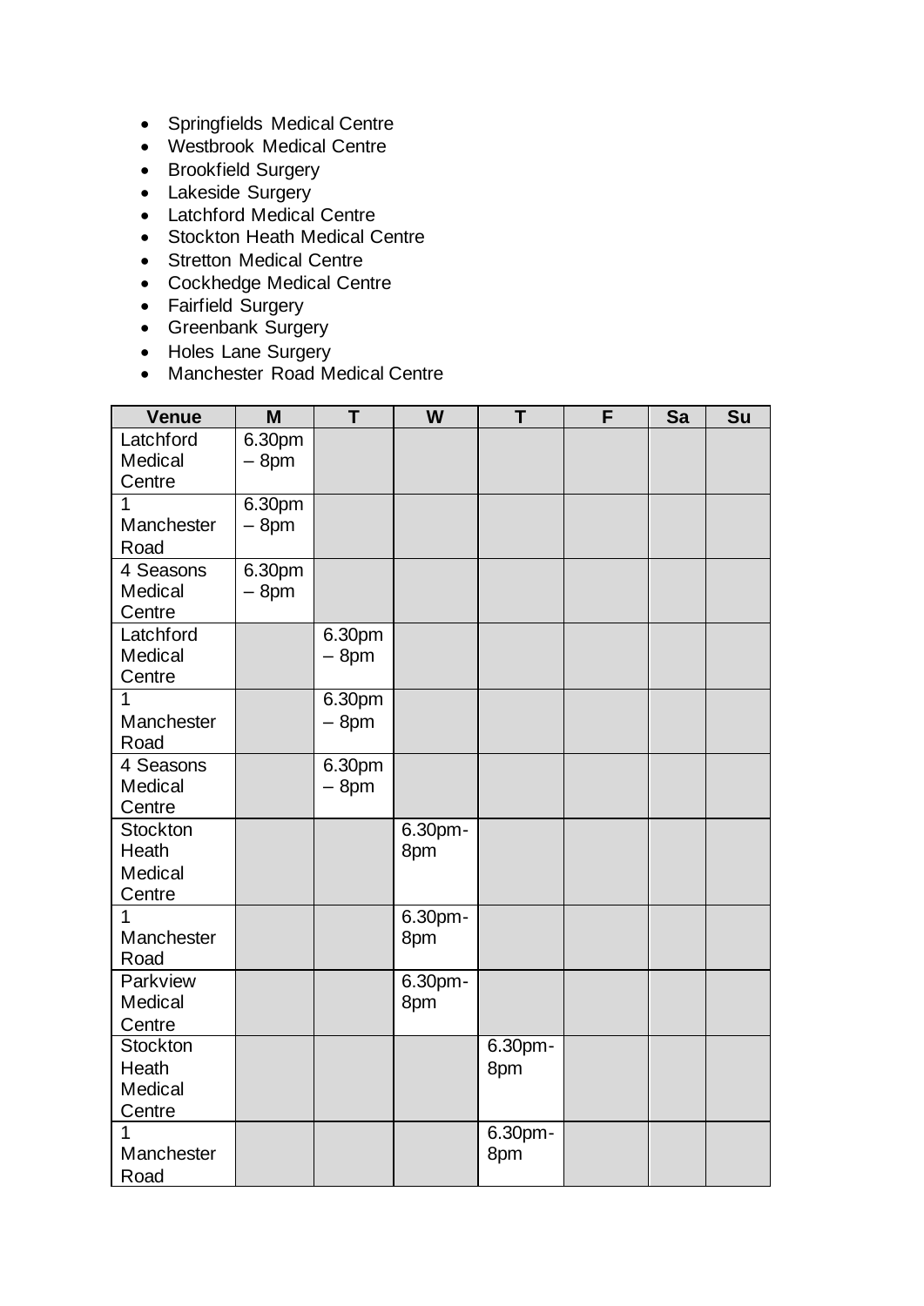- Springfields Medical Centre
- Westbrook Medical Centre
- Brookfield Surgery
- Lakeside Surgery
- Latchford Medical Centre
- Stockton Heath Medical Centre
- Stretton Medical Centre
- Cockhedge Medical Centre
- Fairfield Surgery
- Greenbank Surgery
- Holes Lane Surgery
- Manchester Road Medical Centre

| Venue | M | T | W | T | F | Sa | Su |
|---|---|---|---|---|---|---|---|
| Latchford Medical Centre | 6.30pm – 8pm | | | | | | |
| 1 Manchester Road | 6.30pm – 8pm | | | | | | |
| 4 Seasons Medical Centre | 6.30pm – 8pm | | | | | | |
| Latchford Medical Centre | | 6.30pm – 8pm | | | | | |
| 1 Manchester Road | | 6.30pm – 8pm | | | | | |
| 4 Seasons Medical Centre | | 6.30pm – 8pm | | | | | |
| Stockton Heath Medical Centre | | | 6.30pm-8pm | | | | |
| 1 Manchester Road | | | 6.30pm-8pm | | | | |
| Parkview Medical Centre | | | 6.30pm-8pm | | | | |
| Stockton Heath Medical Centre | | | | 6.30pm-8pm | | | |
| 1 Manchester Road | | | | 6.30pm-8pm | | | |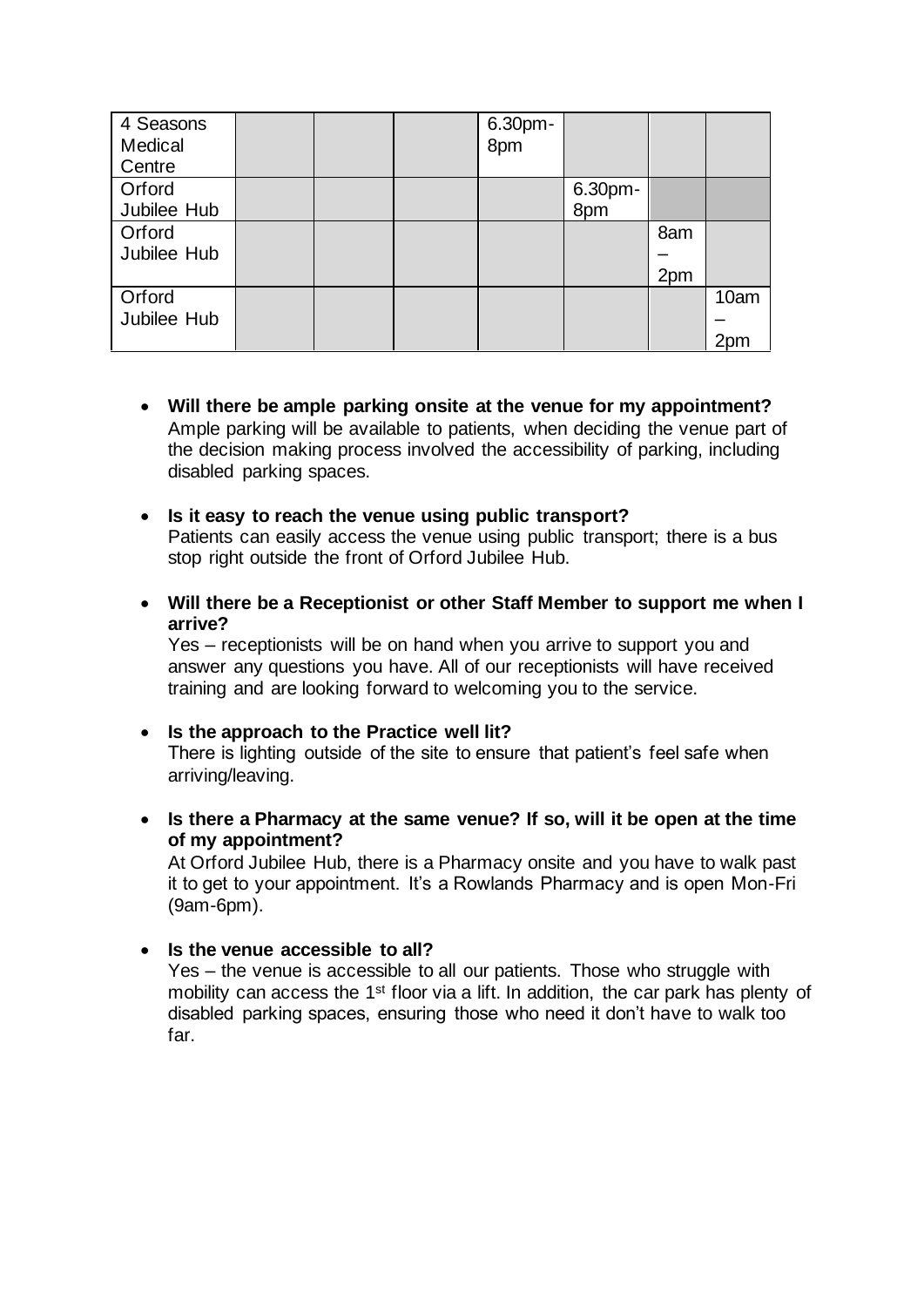| | | | | | | | |
|---|---|---|---|---|---|---|---|
| 4 Seasons Medical Centre | | | | 6.30pm-8pm | | | |
| Orford Jubilee Hub | | | | | 6.30pm-8pm | | |
| Orford Jubilee Hub | | | | | | 8am – 2pm | |
| Orford Jubilee Hub | | | | | | | 10am – 2pm |

- **Will there be ample parking onsite at the venue for my appointment?**
  Ample parking will be available to patients, when deciding the venue part of the decision making process involved the accessibility of parking, including disabled parking spaces.

- **Is it easy to reach the venue using public transport?**
  Patients can easily access the venue using public transport; there is a bus stop right outside the front of Orford Jubilee Hub.

- **Will there be a Receptionist or other Staff Member to support me when I arrive?**
  Yes – receptionists will be on hand when you arrive to support you and answer any questions you have. All of our receptionists will have received training and are looking forward to welcoming you to the service.

- **Is the approach to the Practice well lit?**
  There is lighting outside of the site to ensure that patient's feel safe when arriving/leaving.

- **Is there a Pharmacy at the same venue? If so, will it be open at the time of my appointment?**
  At Orford Jubilee Hub, there is a Pharmacy onsite and you have to walk past it to get to your appointment. It's a Rowlands Pharmacy and is open Mon-Fri (9am-6pm).

- **Is the venue accessible to all?**
  Yes – the venue is accessible to all our patients. Those who struggle with mobility can access the 1st floor via a lift. In addition, the car park has plenty of disabled parking spaces, ensuring those who need it don't have to walk too far.